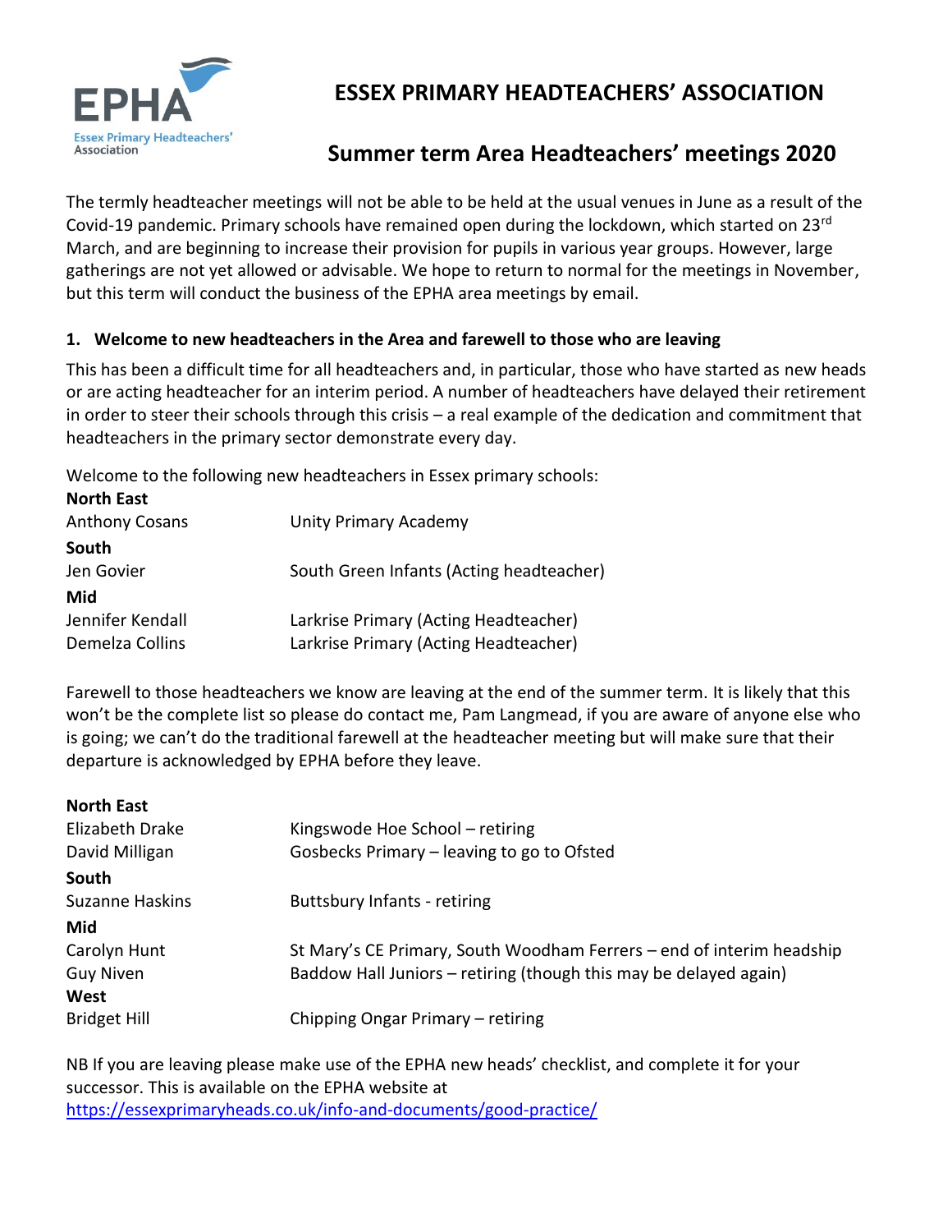# ESSEX PRIMARY HEADTEACHERS' ASSOCIATION

## Summer term Area Headteachers' meetings 2020

The termly headteacher meetings will not be able to be held at the usual venues in June as a result of the Covid-19 pandemic. Primary schools have remained open during the lockdown, which started on 23rd March, and are beginning to increase their provision for pupils in various year groups. However, large gatherings are not yet allowed or advisable. We hope to return to normal for the meetings in November, but this term will conduct the business of the EPHA area meetings by email.

### 1. Welcome to new headteachers in the Area and farewell to those who are leaving

This has been a difficult time for all headteachers and, in particular, those who have started as new heads or are acting headteacher for an interim period. A number of headteachers have delayed their retirement in order to steer their schools through this crisis – a real example of the dedication and commitment that headteachers in the primary sector demonstrate every day.

Welcome to the following new headteachers in Essex primary schools:

**North East**

| | |
|---|---|
| Anthony Cosans | Unity Primary Academy |

**South**

| | |
|---|---|
| Jen Govier | South Green Infants (Acting headteacher) |

**Mid**

| | |
|---|---|
| Jennifer Kendall | Larkrise Primary (Acting Headteacher) |
| Demelza Collins | Larkrise Primary (Acting Headteacher) |

Farewell to those headteachers we know are leaving at the end of the summer term. It is likely that this won't be the complete list so please do contact me, Pam Langmead, if you are aware of anyone else who is going; we can't do the traditional farewell at the headteacher meeting but will make sure that their departure is acknowledged by EPHA before they leave.

**North East**

| | |
|---|---|
| Elizabeth Drake | Kingswode Hoe School – retiring |
| David Milligan | Gosbecks Primary – leaving to go to Ofsted |

**South**

| | |
|---|---|
| Suzanne Haskins | Buttsbury Infants - retiring |

**Mid**

| | |
|---|---|
| Carolyn Hunt | St Mary's CE Primary, South Woodham Ferrers – end of interim headship |
| Guy Niven | Baddow Hall Juniors – retiring (though this may be delayed again) |

**West**

| | |
|---|---|
| Bridget Hill | Chipping Ongar Primary – retiring |

NB If you are leaving please make use of the EPHA new heads' checklist, and complete it for your successor. This is available on the EPHA website at https://essexprimaryheads.co.uk/info-and-documents/good-practice/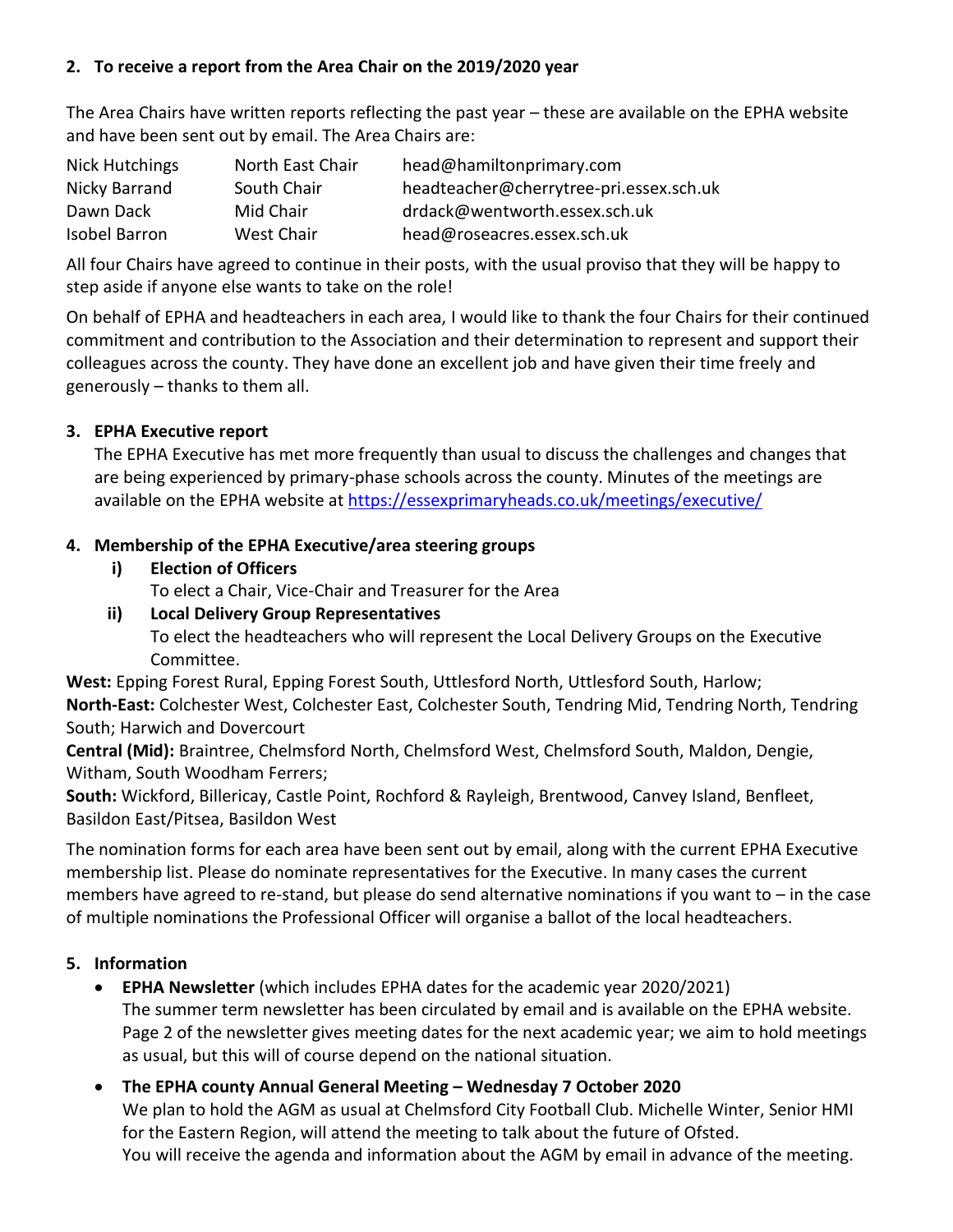## 2. To receive a report from the Area Chair on the 2019/2020 year

The Area Chairs have written reports reflecting the past year – these are available on the EPHA website and have been sent out by email. The Area Chairs are:

| | | |
|---|---|---|
| Nick Hutchings | North East Chair | head@hamiltonprimary.com |
| Nicky Barrand | South Chair | headteacher@cherrytree-pri.essex.sch.uk |
| Dawn Dack | Mid Chair | drdack@wentworth.essex.sch.uk |
| Isobel Barron | West Chair | head@roseacres.essex.sch.uk |

All four Chairs have agreed to continue in their posts, with the usual proviso that they will be happy to step aside if anyone else wants to take on the role!

On behalf of EPHA and headteachers in each area, I would like to thank the four Chairs for their continued commitment and contribution to the Association and their determination to represent and support their colleagues across the county. They have done an excellent job and have given their time freely and generously – thanks to them all.

## 3. EPHA Executive report

The EPHA Executive has met more frequently than usual to discuss the challenges and changes that are being experienced by primary-phase schools across the county. Minutes of the meetings are available on the EPHA website at https://essexprimaryheads.co.uk/meetings/executive/

## 4. Membership of the EPHA Executive/area steering groups

**i) Election of Officers**

To elect a Chair, Vice-Chair and Treasurer for the Area

**ii) Local Delivery Group Representatives**

To elect the headteachers who will represent the Local Delivery Groups on the Executive Committee.

**West:** Epping Forest Rural, Epping Forest South, Uttlesford North, Uttlesford South, Harlow;

**North-East:** Colchester West, Colchester East, Colchester South, Tendring Mid, Tendring North, Tendring South; Harwich and Dovercourt

**Central (Mid):** Braintree, Chelmsford North, Chelmsford West, Chelmsford South, Maldon, Dengie, Witham, South Woodham Ferrers;

**South:** Wickford, Billericay, Castle Point, Rochford & Rayleigh, Brentwood, Canvey Island, Benfleet, Basildon East/Pitsea, Basildon West

The nomination forms for each area have been sent out by email, along with the current EPHA Executive membership list. Please do nominate representatives for the Executive. In many cases the current members have agreed to re-stand, but please do send alternative nominations if you want to – in the case of multiple nominations the Professional Officer will organise a ballot of the local headteachers.

## 5. Information

- **EPHA Newsletter** (which includes EPHA dates for the academic year 2020/2021)
  The summer term newsletter has been circulated by email and is available on the EPHA website. Page 2 of the newsletter gives meeting dates for the next academic year; we aim to hold meetings as usual, but this will of course depend on the national situation.

- **The EPHA county Annual General Meeting – Wednesday 7 October 2020**
  We plan to hold the AGM as usual at Chelmsford City Football Club. Michelle Winter, Senior HMI for the Eastern Region, will attend the meeting to talk about the future of Ofsted.
  You will receive the agenda and information about the AGM by email in advance of the meeting.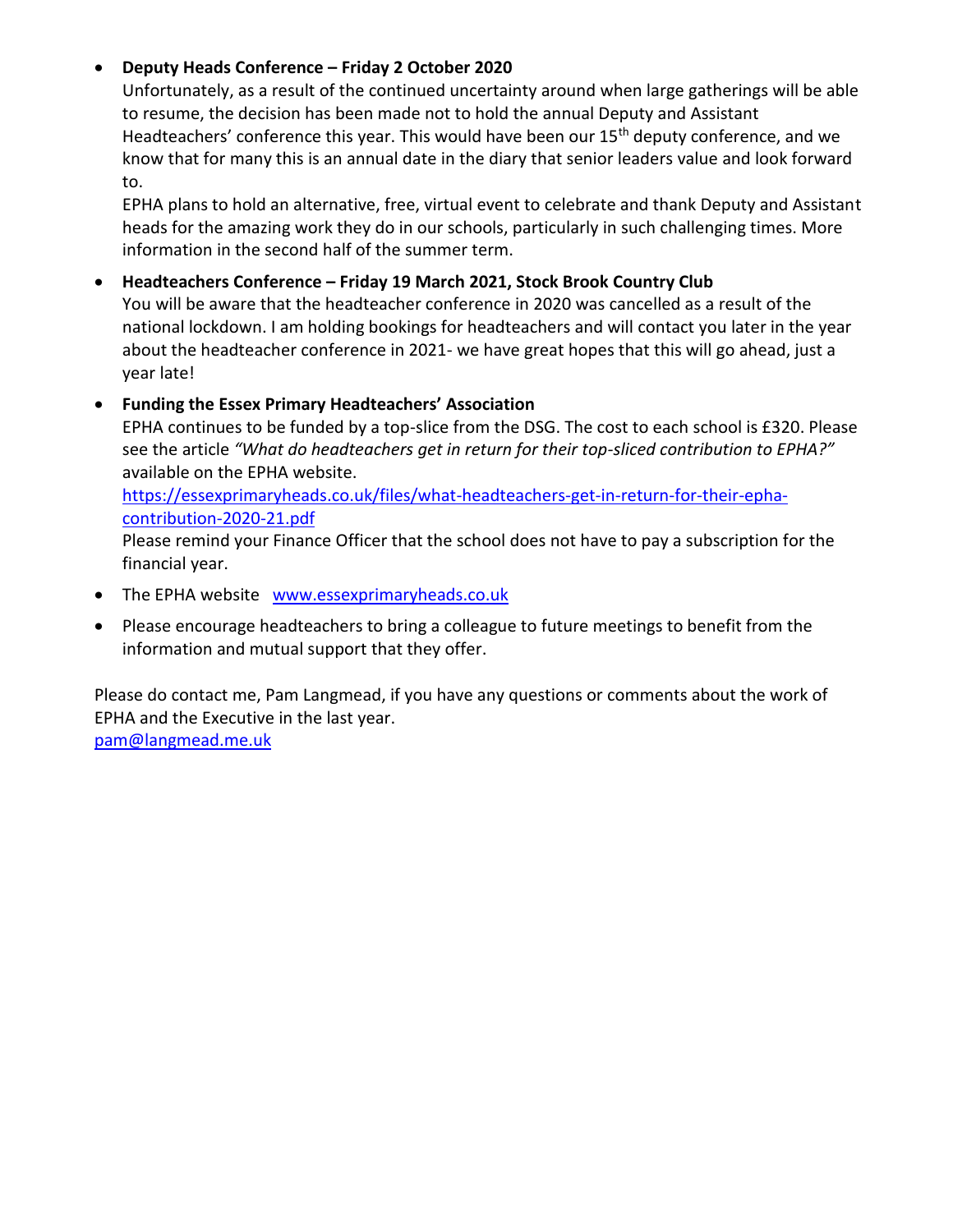- **Deputy Heads Conference – Friday 2 October 2020**

  Unfortunately, as a result of the continued uncertainty around when large gatherings will be able to resume, the decision has been made not to hold the annual Deputy and Assistant Headteachers' conference this year. This would have been our 15th deputy conference, and we know that for many this is an annual date in the diary that senior leaders value and look forward to.

  EPHA plans to hold an alternative, free, virtual event to celebrate and thank Deputy and Assistant heads for the amazing work they do in our schools, particularly in such challenging times. More information in the second half of the summer term.

- **Headteachers Conference – Friday 19 March 2021, Stock Brook Country Club**

  You will be aware that the headteacher conference in 2020 was cancelled as a result of the national lockdown. I am holding bookings for headteachers and will contact you later in the year about the headteacher conference in 2021- we have great hopes that this will go ahead, just a year late!

- **Funding the Essex Primary Headteachers' Association**

  EPHA continues to be funded by a top-slice from the DSG. The cost to each school is £320. Please see the article *"What do headteachers get in return for their top-sliced contribution to EPHA?"* available on the EPHA website.

  [https://essexprimaryheads.co.uk/files/what-headteachers-get-in-return-for-their-epha-contribution-2020-21.pdf](https://essexprimaryheads.co.uk/files/what-headteachers-get-in-return-for-their-epha-contribution-2020-21.pdf)

  Please remind your Finance Officer that the school does not have to pay a subscription for the financial year.

- The EPHA website [www.essexprimaryheads.co.uk](http://www.essexprimaryheads.co.uk)

- Please encourage headteachers to bring a colleague to future meetings to benefit from the information and mutual support that they offer.

Please do contact me, Pam Langmead, if you have any questions or comments about the work of EPHA and the Executive in the last year.
[pam@langmead.me.uk](mailto:pam@langmead.me.uk)